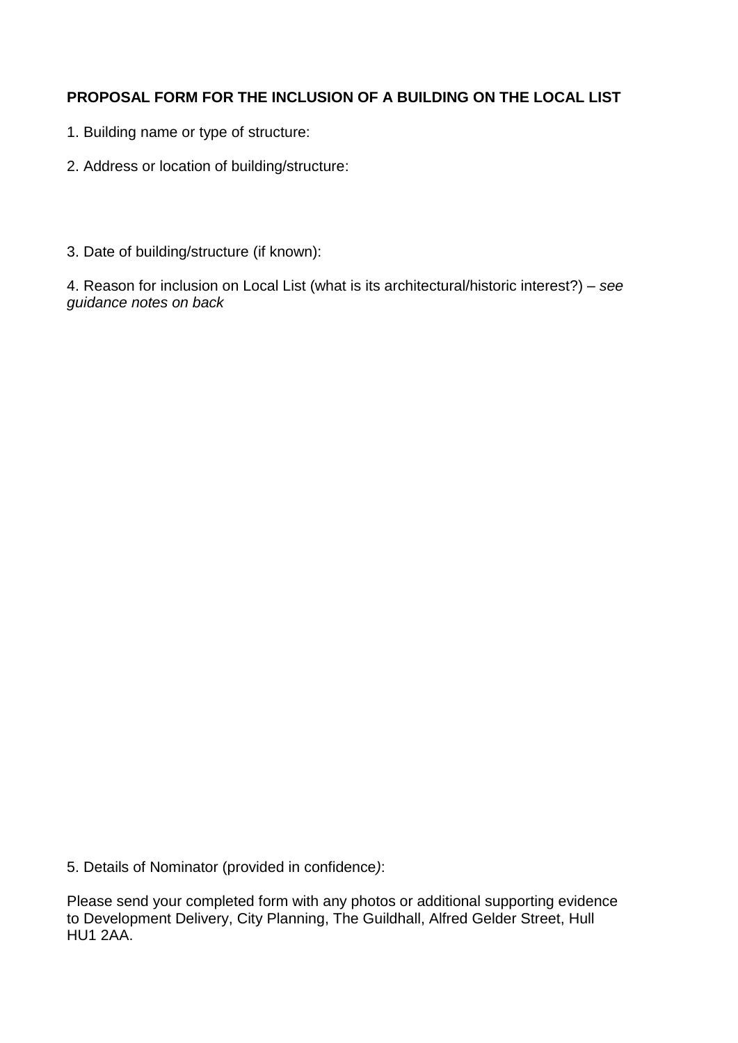**PROPOSAL FORM FOR THE INCLUSION OF A BUILDING ON THE LOCAL LIST**

1. Building name or type of structure:

2. Address or location of building/structure:

3. Date of building/structure (if known):

4. Reason for inclusion on Local List (what is its architectural/historic interest?) – *see guidance notes on back*

5. Details of Nominator (provided in confidence):

Please send your completed form with any photos or additional supporting evidence to Development Delivery, City Planning, The Guildhall, Alfred Gelder Street, Hull HU1 2AA.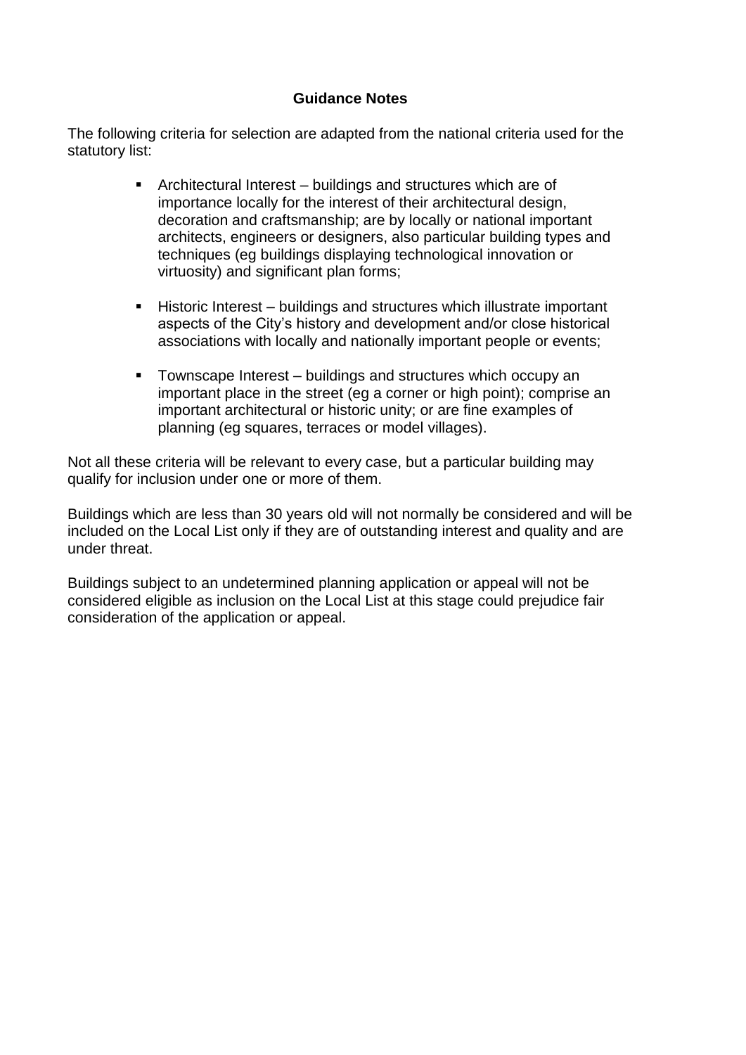**Guidance Notes**

The following criteria for selection are adapted from the national criteria used for the statutory list:

- Architectural Interest – buildings and structures which are of importance locally for the interest of their architectural design, decoration and craftsmanship; are by locally or national important architects, engineers or designers, also particular building types and techniques (eg buildings displaying technological innovation or virtuosity) and significant plan forms;

- Historic Interest – buildings and structures which illustrate important aspects of the City's history and development and/or close historical associations with locally and nationally important people or events;

- Townscape Interest – buildings and structures which occupy an important place in the street (eg a corner or high point); comprise an important architectural or historic unity; or are fine examples of planning (eg squares, terraces or model villages).

Not all these criteria will be relevant to every case, but a particular building may qualify for inclusion under one or more of them.

Buildings which are less than 30 years old will not normally be considered and will be included on the Local List only if they are of outstanding interest and quality and are under threat.

Buildings subject to an undetermined planning application or appeal will not be considered eligible as inclusion on the Local List at this stage could prejudice fair consideration of the application or appeal.